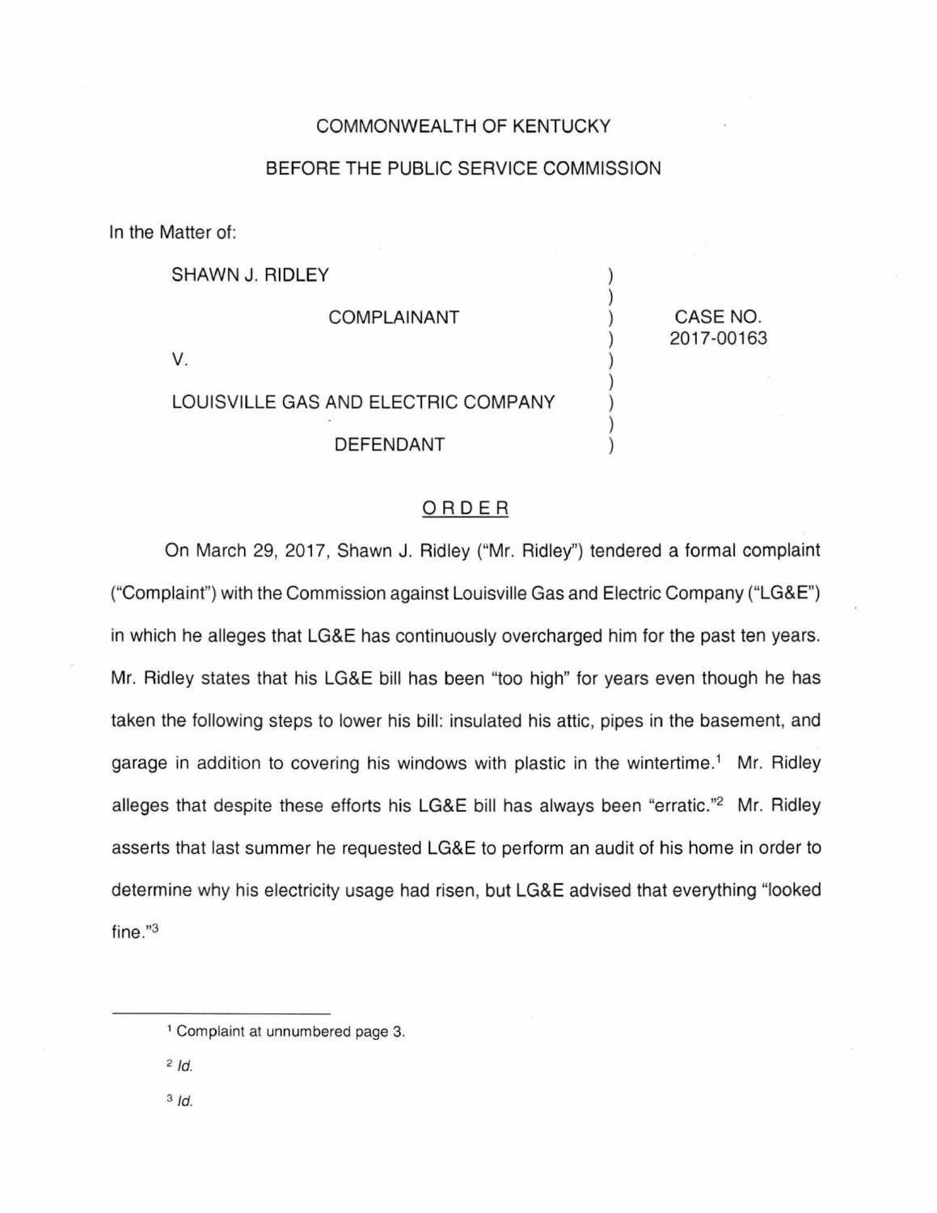COMMONWEALTH OF KENTUCKY

BEFORE THE PUBLIC SERVICE COMMISSION

In the Matter of:

| | |
|---|---|
| SHAWN J. RIDLEY<br><br>COMPLAINANT<br><br>V.<br><br>LOUISVILLE GAS AND ELECTRIC COMPANY<br><br>DEFENDANT | CASE NO.<br>2017-00163 |

## ORDER

On March 29, 2017, Shawn J. Ridley ("Mr. Ridley") tendered a formal complaint ("Complaint") with the Commission against Louisville Gas and Electric Company ("LG&E") in which he alleges that LG&E has continuously overcharged him for the past ten years. Mr. Ridley states that his LG&E bill has been "too high" for years even though he has taken the following steps to lower his bill: insulated his attic, pipes in the basement, and garage in addition to covering his windows with plastic in the wintertime.[1] Mr. Ridley alleges that despite these efforts his LG&E bill has always been "erratic."[2] Mr. Ridley asserts that last summer he requested LG&E to perform an audit of his home in order to determine why his electricity usage had risen, but LG&E advised that everything "looked fine."[3]

---

[1] Complaint at unnumbered page 3.

[2] *Id.*

[3] *Id.*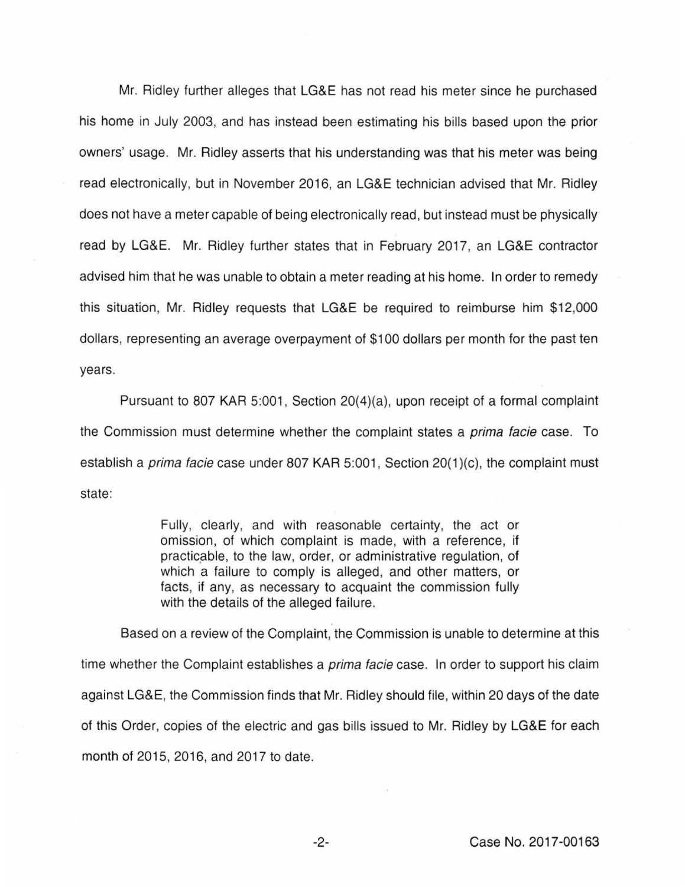Mr. Ridley further alleges that LG&E has not read his meter since he purchased his home in July 2003, and has instead been estimating his bills based upon the prior owners' usage. Mr. Ridley asserts that his understanding was that his meter was being read electronically, but in November 2016, an LG&E technician advised that Mr. Ridley does not have a meter capable of being electronically read, but instead must be physically read by LG&E. Mr. Ridley further states that in February 2017, an LG&E contractor advised him that he was unable to obtain a meter reading at his home. In order to remedy this situation, Mr. Ridley requests that LG&E be required to reimburse him $12,000 dollars, representing an average overpayment of $100 dollars per month for the past ten years.

Pursuant to 807 KAR 5:001, Section 20(4)(a), upon receipt of a formal complaint the Commission must determine whether the complaint states a *prima facie* case. To establish a *prima facie* case under 807 KAR 5:001, Section 20(1)(c), the complaint must state:

> Fully, clearly, and with reasonable certainty, the act or omission, of which complaint is made, with a reference, if practicable, to the law, order, or administrative regulation, of which a failure to comply is alleged, and other matters, or facts, if any, as necessary to acquaint the commission fully with the details of the alleged failure.

Based on a review of the Complaint, the Commission is unable to determine at this time whether the Complaint establishes a *prima facie* case. In order to support his claim against LG&E, the Commission finds that Mr. Ridley should file, within 20 days of the date of this Order, copies of the electric and gas bills issued to Mr. Ridley by LG&E for each month of 2015, 2016, and 2017 to date.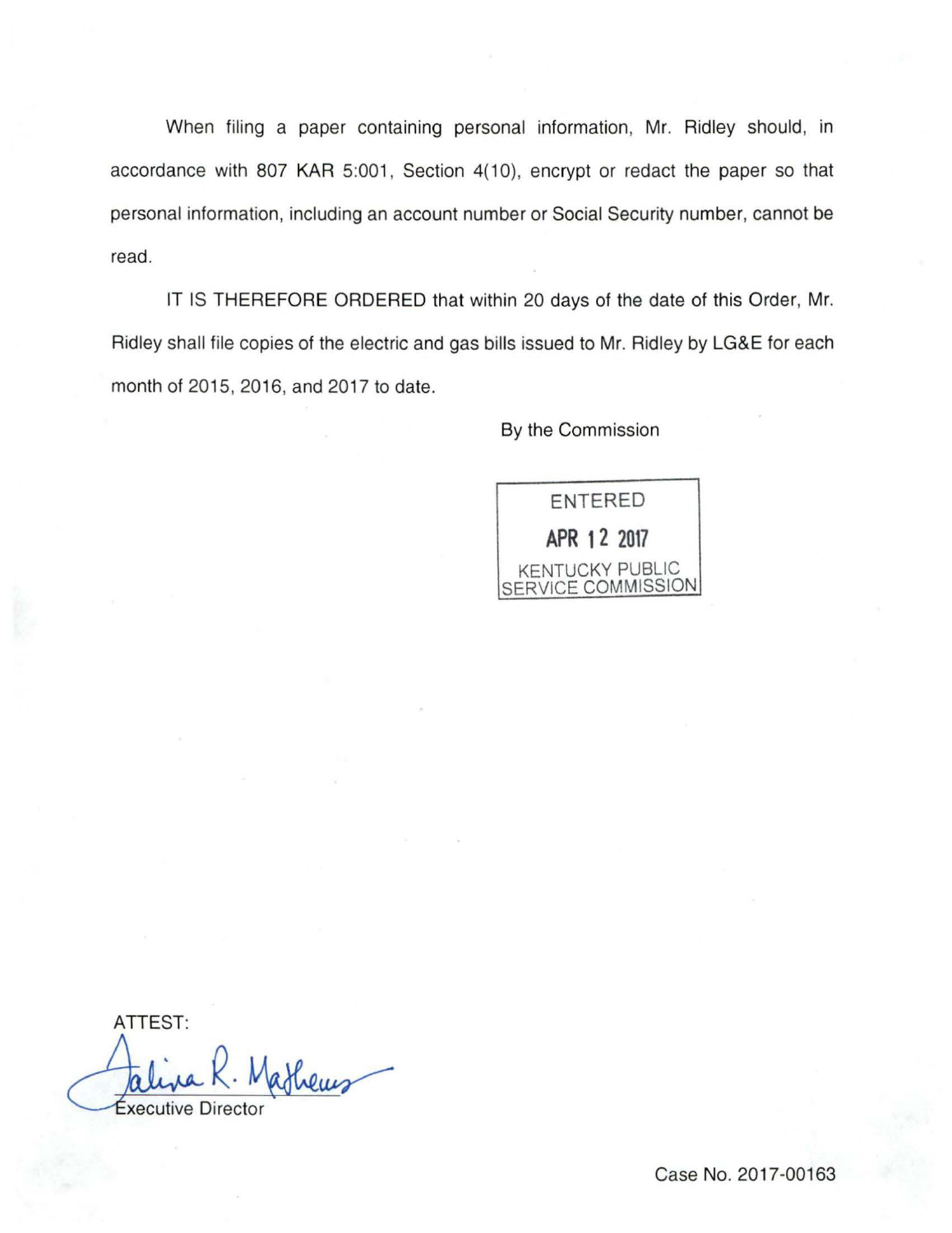When filing a paper containing personal information, Mr. Ridley should, in accordance with 807 KAR 5:001, Section 4(10), encrypt or redact the paper so that personal information, including an account number or Social Security number, cannot be read.

IT IS THEREFORE ORDERED that within 20 days of the date of this Order, Mr. Ridley shall file copies of the electric and gas bills issued to Mr. Ridley by LG&E for each month of 2015, 2016, and 2017 to date.

By the Commission

ENTERED
APR 12 2017
KENTUCKY PUBLIC SERVICE COMMISSION

ATTEST:

Executive Director

Case No. 2017-00163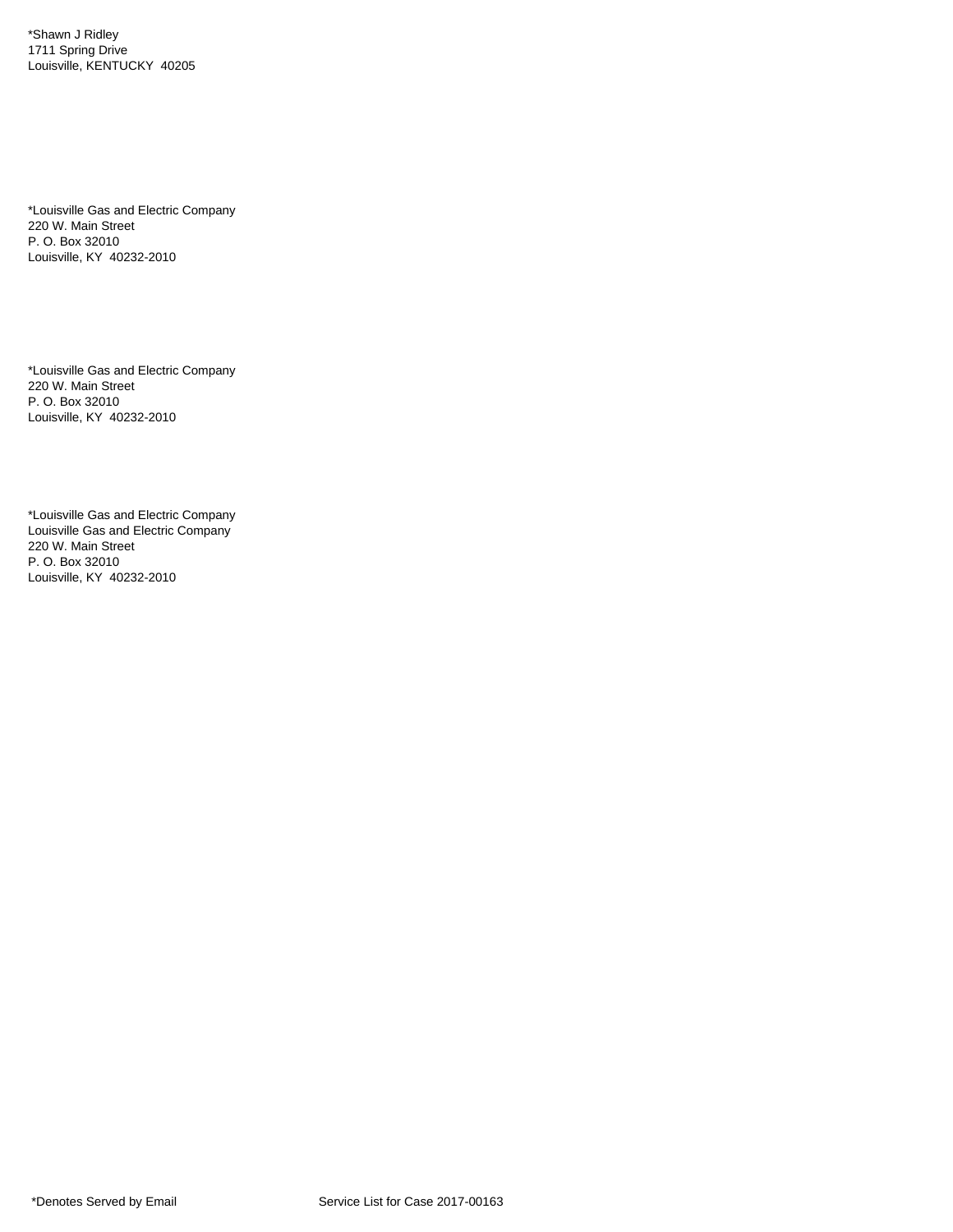*Shawn J Ridley
1711 Spring Drive
Louisville, KENTUCKY  40205

*Louisville Gas and Electric Company
220 W. Main Street
P. O. Box 32010
Louisville, KY  40232-2010

*Louisville Gas and Electric Company
220 W. Main Street
P. O. Box 32010
Louisville, KY  40232-2010

*Louisville Gas and Electric Company
Louisville Gas and Electric Company
220 W. Main Street
P. O. Box 32010
Louisville, KY  40232-2010

*Denotes Served by Email

Service List for Case 2017-00163